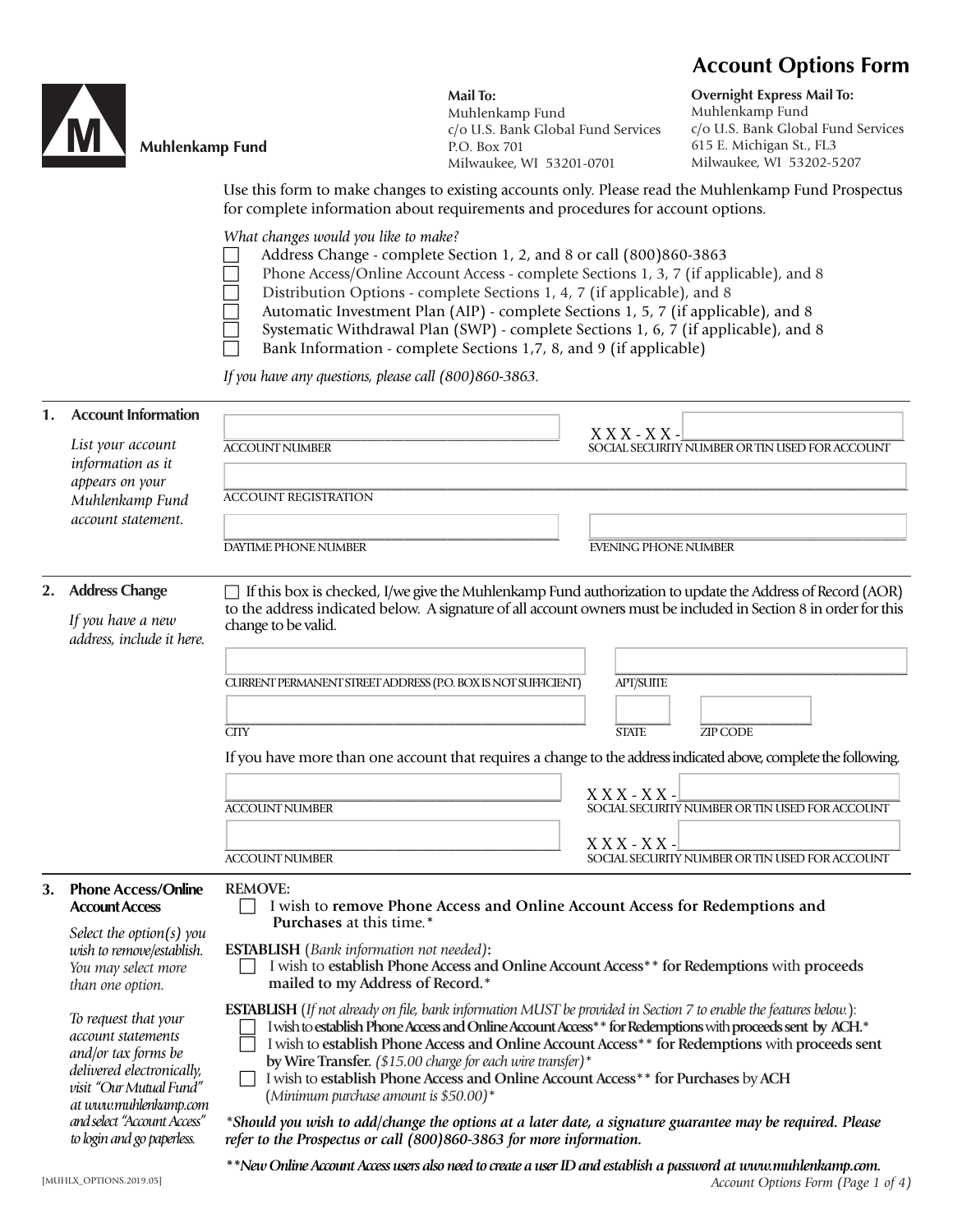# Account Options Form

**Muhlenkamp Fund**

**Mail To:**
Muhlenkamp Fund
c/o U.S. Bank Global Fund Services
P.O. Box 701
Milwaukee, WI 53201-0701

**Overnight Express Mail To:**
Muhlenkamp Fund
c/o U.S. Bank Global Fund Services
615 E. Michigan St., FL3
Milwaukee, WI 53202-5207

Use this form to make changes to existing accounts only. Please read the Muhlenkamp Fund Prospectus for complete information about requirements and procedures for account options.

*What changes would you like to make?*

- ☐ Address Change - complete Section 1, 2, and 8 or call (800)860-3863
- ☐ Phone Access/Online Account Access - complete Sections 1, 3, 7 (if applicable), and 8
- ☐ Distribution Options - complete Sections 1, 4, 7 (if applicable), and 8
- ☐ Automatic Investment Plan (AIP) - complete Sections 1, 5, 7 (if applicable), and 8
- ☐ Systematic Withdrawal Plan (SWP) - complete Sections 1, 6, 7 (if applicable), and 8
- ☐ Bank Information - complete Sections 1,7, 8, and 9 (if applicable)

*If you have any questions, please call (800)860-3863.*

## 1. Account Information

*List your account information as it appears on your Muhlenkamp Fund account statement.*

ACCOUNT NUMBER: ______________________

SOCIAL SECURITY NUMBER OR TIN USED FOR ACCOUNT: X X X - X X - ______________________

ACCOUNT REGISTRATION: ______________________

DAYTIME PHONE NUMBER: ______________________

EVENING PHONE NUMBER: ______________________

## 2. Address Change

*If you have a new address, include it here.*

☐ If this box is checked, I/we give the Muhlenkamp Fund authorization to update the Address of Record (AOR) to the address indicated below. A signature of all account owners must be included in Section 8 in order for this change to be valid.

CURRENT PERMANENT STREET ADDRESS (P.O. BOX IS NOT SUFFICIENT): ______________________

APT/SUITE: ______________________

CITY: ______________________

STATE: ______

ZIP CODE: ______

If you have more than one account that requires a change to the address indicated above, complete the following.

ACCOUNT NUMBER: ______________________

SOCIAL SECURITY NUMBER OR TIN USED FOR ACCOUNT: X X X - X X - ______________________

ACCOUNT NUMBER: ______________________

SOCIAL SECURITY NUMBER OR TIN USED FOR ACCOUNT: X X X - X X - ______________________

## 3. Phone Access/Online Account Access

*Select the option(s) you wish to remove/establish. You may select more than one option.*

*To request that your account statements and/or tax forms be delivered electronically, visit "Our Mutual Fund" at www.muhlenkamp.com and select "Account Access" to login and go paperless.*

**REMOVE:**

- ☐ I wish to **remove Phone Access and Online Account Access for Redemptions and Purchases** at this time.*

**ESTABLISH** (*Bank information not needed*)**:**

- ☐ I wish to **establish Phone Access and Online Account Access**** **for Redemptions** with **proceeds mailed to my Address of Record.***

**ESTABLISH** (*If not already on file, bank information MUST be provided in Section 7 to enable the features below.*):

- ☐ I wish to **establish Phone Access and Online Account Access**** **for Redemptions** with **proceeds sent by ACH.***
- ☐ I wish to **establish Phone Access and Online Account Access**** **for Redemptions** with **proceeds sent by Wire Transfer.** (*$15.00 charge for each wire transfer*)*
- ☐ I wish to **establish Phone Access and Online Account Access**** **for Purchases** by **ACH** (*Minimum purchase amount is $50.00*)*

***Should you wish to add/change the options at a later date, a signature guarantee may be required. Please refer to the Prospectus or call (800)860-3863 for more information.***

*****New Online Account Access users also need to create a user ID and establish a password at www.muhlenkamp.com.***

[MUHLX_OPTIONS.2019.05]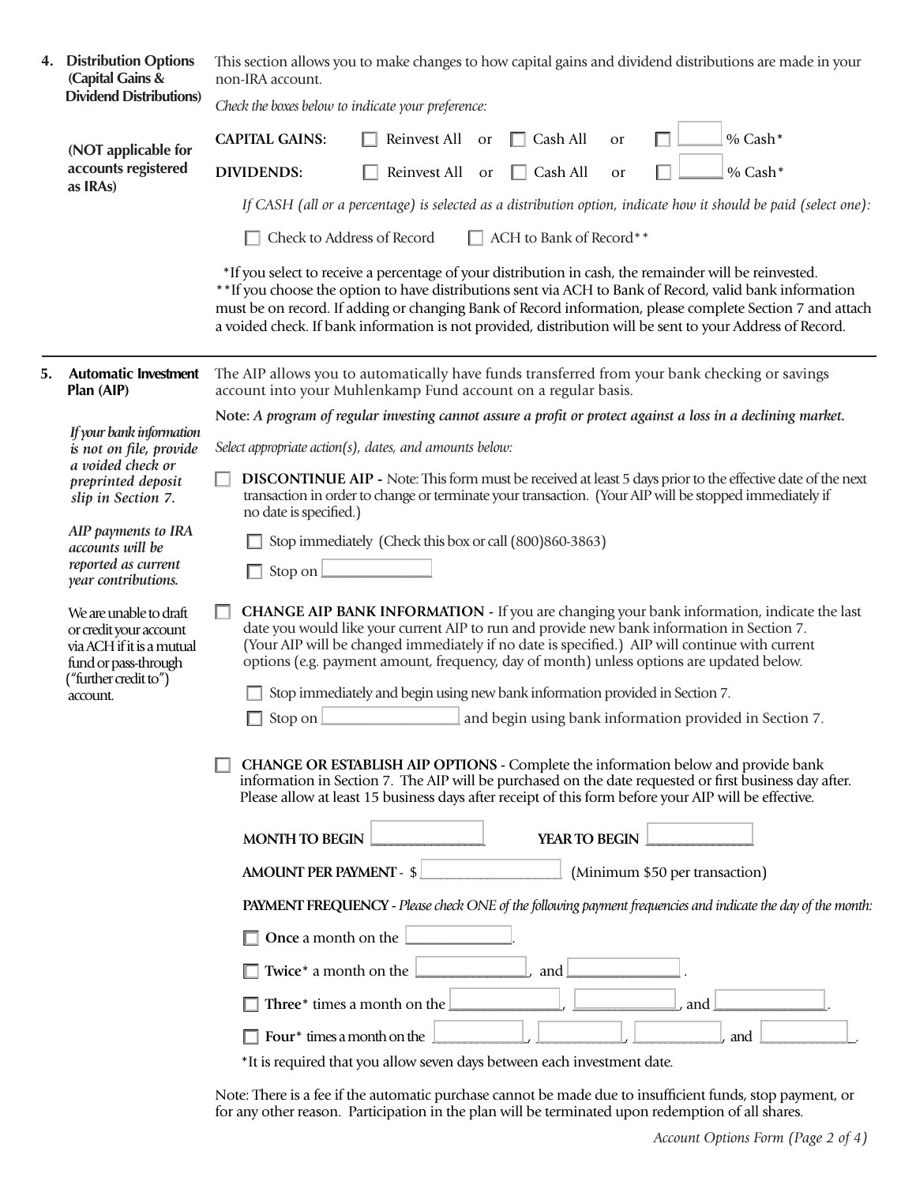## 4. Distribution Options (Capital Gains & Dividend Distributions)

**(NOT applicable for accounts registered as IRAs)**

This section allows you to make changes to how capital gains and dividend distributions are made in your non-IRA account.

*Check the boxes below to indicate your preference:*

**CAPITAL GAINS:** ☐ Reinvest All or ☐ Cash All or ☐ ______ % Cash*

**DIVIDENDS:** ☐ Reinvest All or ☐ Cash All or ☐ ______ % Cash*

*If CASH (all or a percentage) is selected as a distribution option, indicate how it should be paid (select one):*

☐ Check to Address of Record ☐ ACH to Bank of Record**

*If you select to receive a percentage of your distribution in cash, the remainder will be reinvested.
**If you choose the option to have distributions sent via ACH to Bank of Record, valid bank information must be on record. If adding or changing Bank of Record information, please complete Section 7 and attach a voided check. If bank information is not provided, distribution will be sent to your Address of Record.

---

## 5. Automatic Investment Plan (AIP)

*If your bank information is not on file, provide a voided check or preprinted deposit slip in Section 7.*

*AIP payments to IRA accounts will be reported as current year contributions.*

We are unable to draft or credit your account via ACH if it is a mutual fund or pass-through ("further credit to") account.

The AIP allows you to automatically have funds transferred from your bank checking or savings account into your Muhlenkamp Fund account on a regular basis.

**Note:** ***A program of regular investing cannot assure a profit or protect against a loss in a declining market.***

*Select appropriate action(s), dates, and amounts below:*

☐ **DISCONTINUE AIP -** Note: This form must be received at least 5 days prior to the effective date of the next transaction in order to change or terminate your transaction. (Your AIP will be stopped immediately if no date is specified.)

☐ Stop immediately (Check this box or call (800)860-3863)

☐ Stop on ______________

☐ **CHANGE AIP BANK INFORMATION** - If you are changing your bank information, indicate the last date you would like your current AIP to run and provide new bank information in Section 7. (Your AIP will be changed immediately if no date is specified.) AIP will continue with current options (e.g. payment amount, frequency, day of month) unless options are updated below.

☐ Stop immediately and begin using new bank information provided in Section 7.

☐ Stop on ______________ and begin using bank information provided in Section 7.

☐ **CHANGE OR ESTABLISH AIP OPTIONS** - Complete the information below and provide bank information in Section 7. The AIP will be purchased on the date requested or first business day after. Please allow at least 15 business days after receipt of this form before your AIP will be effective.

**MONTH TO BEGIN** ______________ **YEAR TO BEGIN** ______________

**AMOUNT PER PAYMENT** - $ ______________ (Minimum $50 per transaction)

**PAYMENT FREQUENCY** - *Please check ONE of the following payment frequencies and indicate the day of the month:*

☐ **Once** a month on the ______________.

☐ **Twice*** a month on the ______________, and ______________.

☐ **Three*** times a month on the ______________, ______________, and ______________.

☐ **Four*** times a month on the ______________, ______________, ______________, and ______________.

*It is required that you allow seven days between each investment date.

Note: There is a fee if the automatic purchase cannot be made due to insufficient funds, stop payment, or for any other reason. Participation in the plan will be terminated upon redemption of all shares.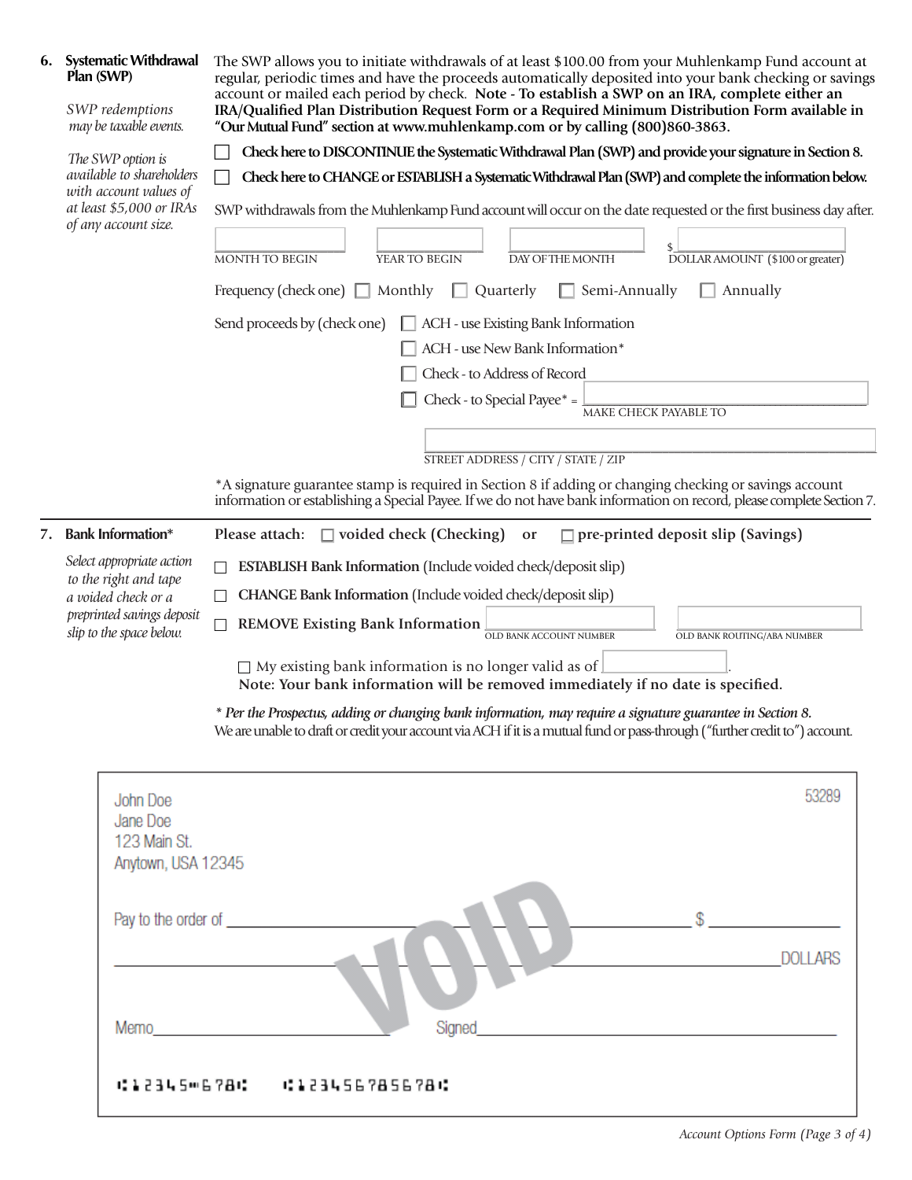## 6. Systematic Withdrawal Plan (SWP)

*SWP redemptions may be taxable events.*

*The SWP option is available to shareholders with account values of at least $5,000 or IRAs of any account size.*

The SWP allows you to initiate withdrawals of at least $100.00 from your Muhlenkamp Fund account at regular, periodic times and have the proceeds automatically deposited into your bank checking or savings account or mailed each period by check. **Note - To establish a SWP on an IRA, complete either an IRA/Qualified Plan Distribution Request Form or a Required Minimum Distribution Form available in "Our Mutual Fund" section at www.muhlenkamp.com or by calling (800)860-3863.**

☐ **Check here to DISCONTINUE the Systematic Withdrawal Plan (SWP) and provide your signature in Section 8.**

☐ **Check here to CHANGE or ESTABLISH a Systematic Withdrawal Plan (SWP) and complete the information below.**

SWP withdrawals from the Muhlenkamp Fund account will occur on the date requested or the first business day after.

| MONTH TO BEGIN | YEAR TO BEGIN | DAY OF THE MONTH | $ DOLLAR AMOUNT ($100 or greater) |
|---|---|---|---|
| | | | |

Frequency (check one) ☐ Monthly ☐ Quarterly ☐ Semi-Annually ☐ Annually

Send proceeds by (check one)
- ☐ ACH - use Existing Bank Information
- ☐ ACH - use New Bank Information*
- ☐ Check - to Address of Record
- ☐ Check - to Special Payee* = ____________ MAKE CHECK PAYABLE TO

____________ STREET ADDRESS / CITY / STATE / ZIP

*A signature guarantee stamp is required in Section 8 if adding or changing checking or savings account information or establishing a Special Payee. If we do not have bank information on record, please complete Section 7.

## 7. Bank Information*

*Select appropriate action to the right and tape a voided check or a preprinted savings deposit slip to the space below.*

Please attach: ☐ **voided check (Checking)** or ☐ **pre-printed deposit slip (Savings)**

☐ **ESTABLISH Bank Information** (Include voided check/deposit slip)

☐ **CHANGE Bank Information** (Include voided check/deposit slip)

☐ **REMOVE Existing Bank Information** ____________ OLD BANK ACCOUNT NUMBER ____________ OLD BANK ROUTING/ABA NUMBER

☐ My existing bank information is no longer valid as of ____________.
**Note: Your bank information will be removed immediately if no date is specified.**

*\* Per the Prospectus, adding or changing bank information, may require a signature guarantee in Section 8.*
We are unable to draft or credit your account via ACH if it is a mutual fund or pass-through ("further credit to") account.

John Doe
Jane Doe
123 Main St.
Anytown, USA 12345

53289

Pay to the order of ____________ $ ____________

____________ DOLLARS

VOID

Memo ____________ Signed ____________

⑆12345⑈678⑆ ⑆12345678S678⑆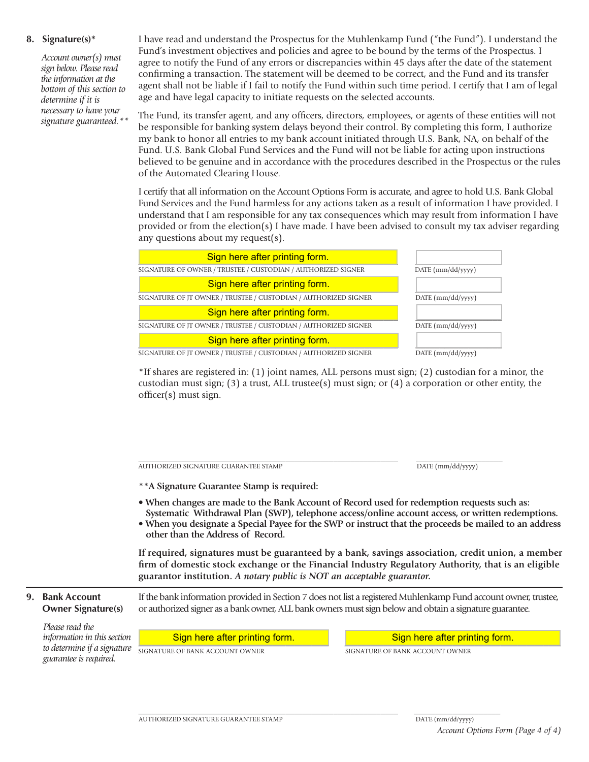## 8. Signature(s)*

*Account owner(s) must sign below. Please read the information at the bottom of this section to determine if it is necessary to have your signature guaranteed.***

I have read and understand the Prospectus for the Muhlenkamp Fund ("the Fund"). I understand the Fund's investment objectives and policies and agree to be bound by the terms of the Prospectus. I agree to notify the Fund of any errors or discrepancies within 45 days after the date of the statement confirming a transaction. The statement will be deemed to be correct, and the Fund and its transfer agent shall not be liable if I fail to notify the Fund within such time period. I certify that I am of legal age and have legal capacity to initiate requests on the selected accounts.

The Fund, its transfer agent, and any officers, directors, employees, or agents of these entities will not be responsible for banking system delays beyond their control. By completing this form, I authorize my bank to honor all entries to my bank account initiated through U.S. Bank, NA, on behalf of the Fund. U.S. Bank Global Fund Services and the Fund will not be liable for acting upon instructions believed to be genuine and in accordance with the procedures described in the Prospectus or the rules of the Automated Clearing House.

I certify that all information on the Account Options Form is accurate, and agree to hold U.S. Bank Global Fund Services and the Fund harmless for any actions taken as a result of information I have provided. I understand that I am responsible for any tax consequences which may result from information I have provided or from the election(s) I have made. I have been advised to consult my tax adviser regarding any questions about my request(s).

Sign here after printing form.
SIGNATURE OF OWNER / TRUSTEE / CUSTODIAN / AUTHORIZED SIGNER | DATE (mm/dd/yyyy)

Sign here after printing form.
SIGNATURE OF JT OWNER / TRUSTEE / CUSTODIAN / AUTHORIZED SIGNER | DATE (mm/dd/yyyy)

Sign here after printing form.
SIGNATURE OF JT OWNER / TRUSTEE / CUSTODIAN / AUTHORIZED SIGNER | DATE (mm/dd/yyyy)

Sign here after printing form.
SIGNATURE OF JT OWNER / TRUSTEE / CUSTODIAN / AUTHORIZED SIGNER | DATE (mm/dd/yyyy)

*If shares are registered in: (1) joint names, ALL persons must sign; (2) custodian for a minor, the custodian must sign; (3) a trust, ALL trustee(s) must sign; or (4) a corporation or other entity, the officer(s) must sign.

AUTHORIZED SIGNATURE GUARANTEE STAMP | DATE (mm/dd/yyyy)

****A Signature Guarantee Stamp is required:**

- **When changes are made to the Bank Account of Record used for redemption requests such as: Systematic Withdrawal Plan (SWP), telephone access/online account access, or written redemptions.**
- **When you designate a Special Payee for the SWP or instruct that the proceeds be mailed to an address other than the Address of Record.**

**If required, signatures must be guaranteed by a bank, savings association, credit union, a member firm of domestic stock exchange or the Financial Industry Regulatory Authority, that is an eligible guarantor institution.** ***A notary public is NOT an acceptable guarantor.***

## 9. Bank Account Owner Signature(s)

*Please read the information in this section to determine if a signature guarantee is required.*

If the bank information provided in Section 7 does not list a registered Muhlenkamp Fund account owner, trustee, or authorized signer as a bank owner, ALL bank owners must sign below and obtain a signature guarantee.

Sign here after printing form.
SIGNATURE OF BANK ACCOUNT OWNER

Sign here after printing form.
SIGNATURE OF BANK ACCOUNT OWNER

AUTHORIZED SIGNATURE GUARANTEE STAMP | DATE (mm/dd/yyyy)

*Account Options Form (Page 4 of 4)*